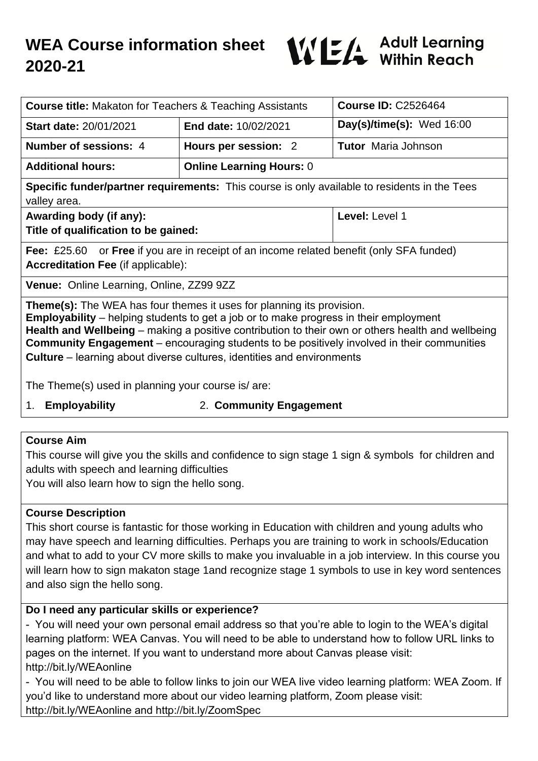# WEA Course information sheet 2020-21

WEA Adult Learning Within Reach

| **Course title:** Makaton for Teachers & Teaching Assistants | | **Course ID:** C2526464 |
|---|---|---|
| **Start date:** 20/01/2021 | **End date:** 10/02/2021 | **Day(s)/time(s):** Wed 16:00 |
| **Number of sessions:** 4 | **Hours per session:** 2 | **Tutor** Maria Johnson |
| **Additional hours:** | **Online Learning Hours:** 0 | |
| **Specific funder/partner requirements:** This course is only available to residents in the Tees valley area. | | |
| **Awarding body (if any):** **Title of qualification to be gained:** | | **Level:** Level 1 |
| **Fee:** £25.60 or **Free** if you are in receipt of an income related benefit (only SFA funded) **Accreditation Fee** (if applicable): | | |
| **Venue:** Online Learning, Online, ZZ99 9ZZ | | |

**Theme(s):** The WEA has four themes it uses for planning its provision.
**Employability** – helping students to get a job or to make progress in their employment
**Health and Wellbeing** – making a positive contribution to their own or others health and wellbeing
**Community Engagement** – encouraging students to be positively involved in their communities
**Culture** – learning about diverse cultures, identities and environments

The Theme(s) used in planning your course is/ are:

1. **Employability**
2. **Community Engagement**

## Course Aim

This course will give you the skills and confidence to sign stage 1 sign & symbols for children and adults with speech and learning difficulties
You will also learn how to sign the hello song.

## Course Description

This short course is fantastic for those working in Education with children and young adults who may have speech and learning difficulties. Perhaps you are training to work in schools/Education and what to add to your CV more skills to make you invaluable in a job interview. In this course you will learn how to sign makaton stage 1and recognize stage 1 symbols to use in key word sentences and also sign the hello song.

## Do I need any particular skills or experience?

- You will need your own personal email address so that you're able to login to the WEA's digital learning platform: WEA Canvas. You will need to be able to understand how to follow URL links to pages on the internet. If you want to understand more about Canvas please visit: http://bit.ly/WEAonline
- You will need to be able to follow links to join our WEA live video learning platform: WEA Zoom. If you'd like to understand more about our video learning platform, Zoom please visit: http://bit.ly/WEAonline and http://bit.ly/ZoomSpec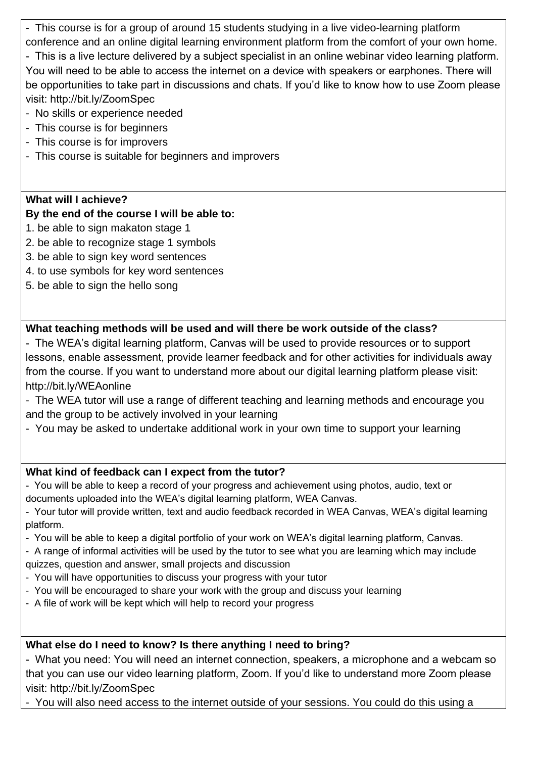- This course is for a group of around 15 students studying in a live video-learning platform conference and an online digital learning environment platform from the comfort of your own home.
- This is a live lecture delivered by a subject specialist in an online webinar video learning platform. You will need to be able to access the internet on a device with speakers or earphones. There will be opportunities to take part in discussions and chats. If you'd like to know how to use Zoom please visit: http://bit.ly/ZoomSpec
- No skills or experience needed
- This course is for beginners
- This course is for improvers
- This course is suitable for beginners and improvers

**What will I achieve?**
**By the end of the course I will be able to:**

1. be able to sign makaton stage 1
2. be able to recognize stage 1 symbols
3. be able to sign key word sentences
4. to use symbols for key word sentences
5. be able to sign the hello song

**What teaching methods will be used and will there be work outside of the class?**

- The WEA's digital learning platform, Canvas will be used to provide resources or to support lessons, enable assessment, provide learner feedback and for other activities for individuals away from the course. If you want to understand more about our digital learning platform please visit: http://bit.ly/WEAonline
- The WEA tutor will use a range of different teaching and learning methods and encourage you and the group to be actively involved in your learning
- You may be asked to undertake additional work in your own time to support your learning

**What kind of feedback can I expect from the tutor?**

- You will be able to keep a record of your progress and achievement using photos, audio, text or documents uploaded into the WEA's digital learning platform, WEA Canvas.
- Your tutor will provide written, text and audio feedback recorded in WEA Canvas, WEA's digital learning platform.
- You will be able to keep a digital portfolio of your work on WEA's digital learning platform, Canvas.
- A range of informal activities will be used by the tutor to see what you are learning which may include quizzes, question and answer, small projects and discussion
- You will have opportunities to discuss your progress with your tutor
- You will be encouraged to share your work with the group and discuss your learning
- A file of work will be kept which will help to record your progress

**What else do I need to know? Is there anything I need to bring?**

- What you need: You will need an internet connection, speakers, a microphone and a webcam so that you can use our video learning platform, Zoom. If you'd like to understand more Zoom please visit: http://bit.ly/ZoomSpec
- You will also need access to the internet outside of your sessions. You could do this using a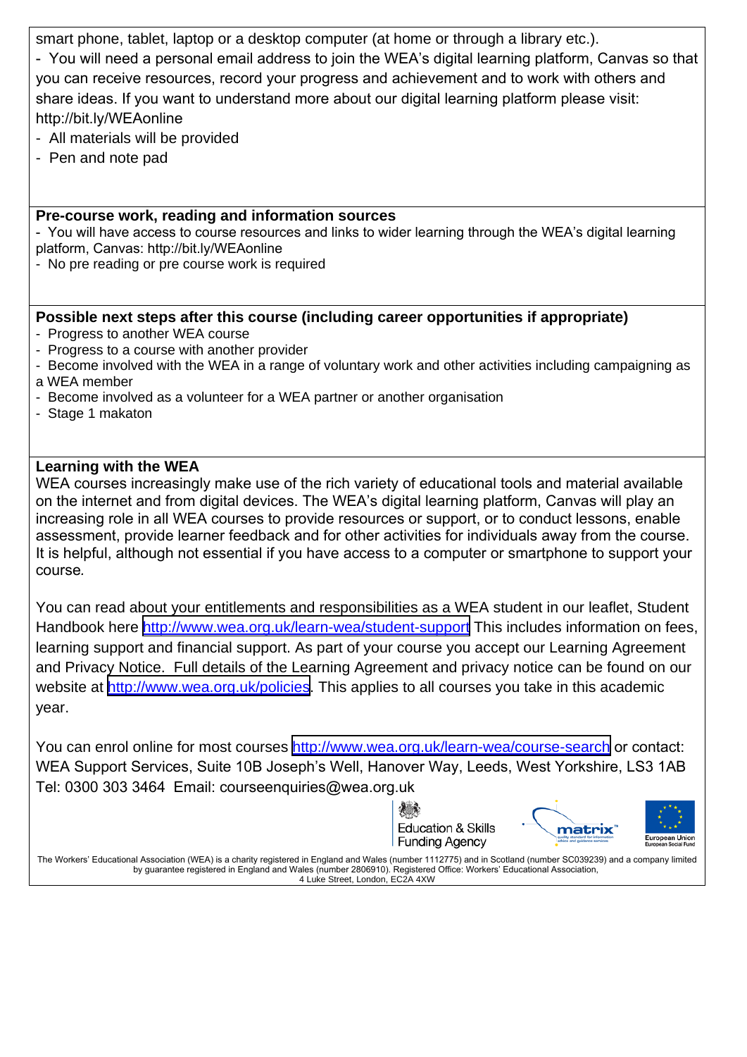smart phone, tablet, laptop or a desktop computer (at home or through a library etc.).

- You will need a personal email address to join the WEA's digital learning platform, Canvas so that you can receive resources, record your progress and achievement and to work with others and share ideas. If you want to understand more about our digital learning platform please visit: http://bit.ly/WEAonline
- All materials will be provided
- Pen and note pad

**Pre-course work, reading and information sources**

- You will have access to course resources and links to wider learning through the WEA's digital learning platform, Canvas: http://bit.ly/WEAonline
- No pre reading or pre course work is required

**Possible next steps after this course (including career opportunities if appropriate)**

- Progress to another WEA course
- Progress to a course with another provider
- Become involved with the WEA in a range of voluntary work and other activities including campaigning as a WEA member
- Become involved as a volunteer for a WEA partner or another organisation
- Stage 1 makaton

**Learning with the WEA**

WEA courses increasingly make use of the rich variety of educational tools and material available on the internet and from digital devices. The WEA's digital learning platform, Canvas will play an increasing role in all WEA courses to provide resources or support, or to conduct lessons, enable assessment, provide learner feedback and for other activities for individuals away from the course. It is helpful, although not essential if you have access to a computer or smartphone to support your course.

You can read about your entitlements and responsibilities as a WEA student in our leaflet, Student Handbook here http://www.wea.org.uk/learn-wea/student-support This includes information on fees, learning support and financial support. As part of your course you accept our Learning Agreement and Privacy Notice. Full details of the Learning Agreement and privacy notice can be found on our website at http://www.wea.org.uk/policies. This applies to all courses you take in this academic year.

You can enrol online for most courses http://www.wea.org.uk/learn-wea/course-search or contact: WEA Support Services, Suite 10B Joseph's Well, Hanover Way, Leeds, West Yorkshire, LS3 1AB
Tel: 0300 303 3464 Email: courseenquiries@wea.org.uk

Education & Skills Funding Agency

matrix

European Union European Social Fund

The Workers' Educational Association (WEA) is a charity registered in England and Wales (number 1112775) and in Scotland (number SC039239) and a company limited by guarantee registered in England and Wales (number 2806910). Registered Office: Workers' Educational Association, 4 Luke Street, London, EC2A 4XW